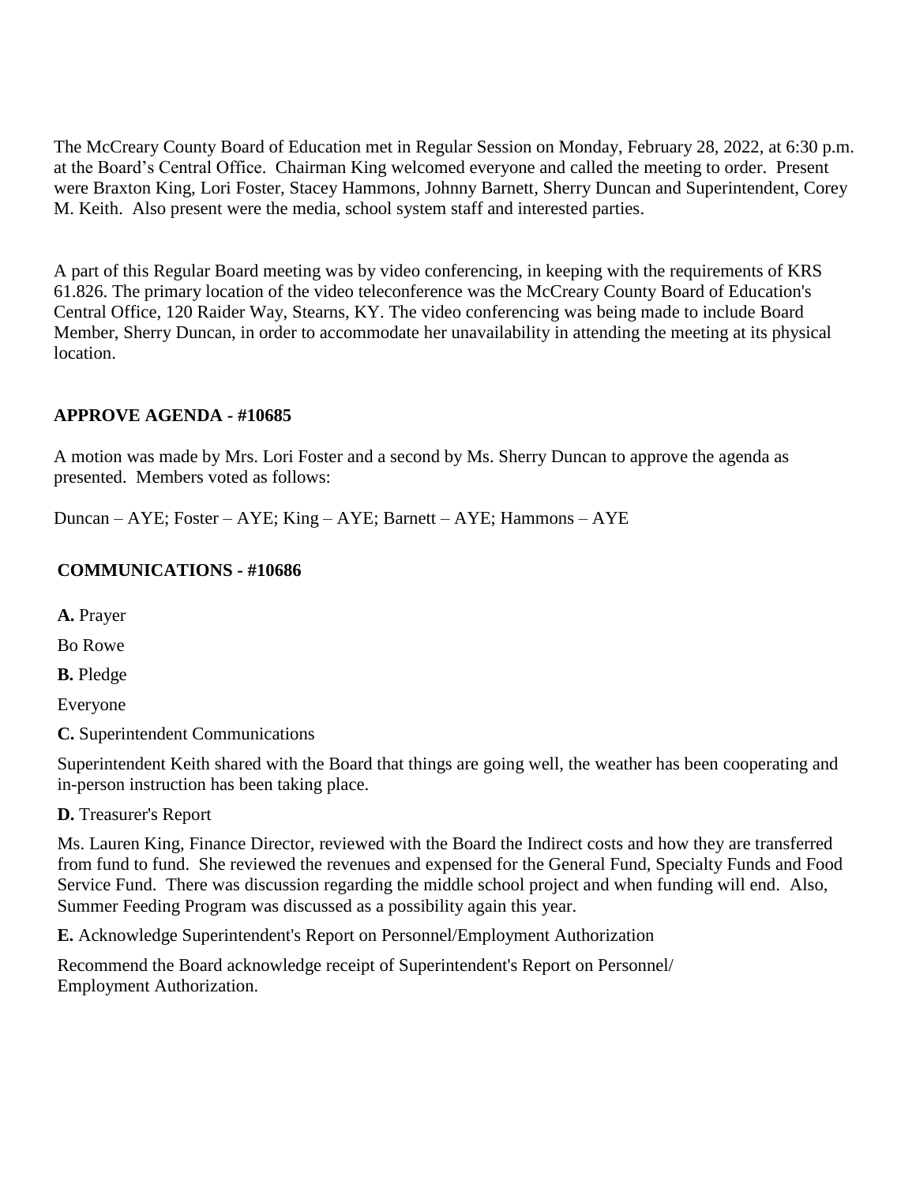The McCreary County Board of Education met in Regular Session on Monday, February 28, 2022, at 6:30 p.m. at the Board's Central Office. Chairman King welcomed everyone and called the meeting to order. Present were Braxton King, Lori Foster, Stacey Hammons, Johnny Barnett, Sherry Duncan and Superintendent, Corey M. Keith. Also present were the media, school system staff and interested parties.

A part of this Regular Board meeting was by video conferencing, in keeping with the requirements of KRS 61.826. The primary location of the video teleconference was the McCreary County Board of Education's Central Office, 120 Raider Way, Stearns, KY. The video conferencing was being made to include Board Member, Sherry Duncan, in order to accommodate her unavailability in attending the meeting at its physical location.

**APPROVE AGENDA - #10685**

A motion was made by Mrs. Lori Foster and a second by Ms. Sherry Duncan to approve the agenda as presented. Members voted as follows:

Duncan – AYE; Foster – AYE; King – AYE; Barnett – AYE; Hammons – AYE

**COMMUNICATIONS - #10686**

**A.** Prayer

Bo Rowe

**B.** Pledge

Everyone

**C.** Superintendent Communications

Superintendent Keith shared with the Board that things are going well, the weather has been cooperating and in-person instruction has been taking place.

**D.** Treasurer's Report

Ms. Lauren King, Finance Director, reviewed with the Board the Indirect costs and how they are transferred from fund to fund. She reviewed the revenues and expensed for the General Fund, Specialty Funds and Food Service Fund. There was discussion regarding the middle school project and when funding will end. Also, Summer Feeding Program was discussed as a possibility again this year.

**E.** Acknowledge Superintendent's Report on Personnel/Employment Authorization

Recommend the Board acknowledge receipt of Superintendent's Report on Personnel/ Employment Authorization.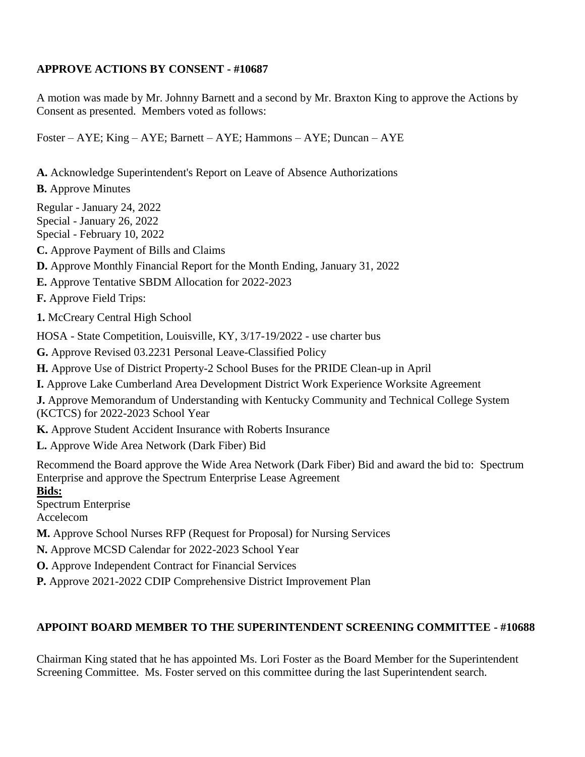**APPROVE ACTIONS BY CONSENT - #10687**

A motion was made by Mr. Johnny Barnett and a second by Mr. Braxton King to approve the Actions by Consent as presented. Members voted as follows:

Foster – AYE; King – AYE; Barnett – AYE; Hammons – AYE; Duncan – AYE

**A.** Acknowledge Superintendent's Report on Leave of Absence Authorizations

**B.** Approve Minutes

Regular - January 24, 2022
Special - January 26, 2022
Special - February 10, 2022

**C.** Approve Payment of Bills and Claims

**D.** Approve Monthly Financial Report for the Month Ending, January 31, 2022

**E.** Approve Tentative SBDM Allocation for 2022-2023

**F.** Approve Field Trips:

**1.** McCreary Central High School

HOSA - State Competition, Louisville, KY, 3/17-19/2022 - use charter bus

**G.** Approve Revised 03.2231 Personal Leave-Classified Policy

**H.** Approve Use of District Property-2 School Buses for the PRIDE Clean-up in April

**I.** Approve Lake Cumberland Area Development District Work Experience Worksite Agreement

**J.** Approve Memorandum of Understanding with Kentucky Community and Technical College System (KCTCS) for 2022-2023 School Year

**K.** Approve Student Accident Insurance with Roberts Insurance

**L.** Approve Wide Area Network (Dark Fiber) Bid

Recommend the Board approve the Wide Area Network (Dark Fiber) Bid and award the bid to: Spectrum Enterprise and approve the Spectrum Enterprise Lease Agreement

**Bids:**
Spectrum Enterprise
Accelecom

**M.** Approve School Nurses RFP (Request for Proposal) for Nursing Services

**N.** Approve MCSD Calendar for 2022-2023 School Year

**O.** Approve Independent Contract for Financial Services

**P.** Approve 2021-2022 CDIP Comprehensive District Improvement Plan

**APPOINT BOARD MEMBER TO THE SUPERINTENDENT SCREENING COMMITTEE - #10688**

Chairman King stated that he has appointed Ms. Lori Foster as the Board Member for the Superintendent Screening Committee. Ms. Foster served on this committee during the last Superintendent search.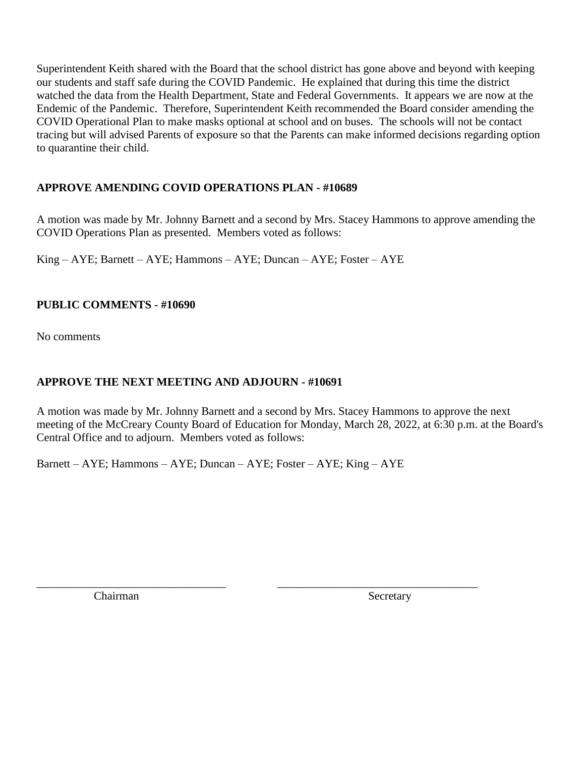Superintendent Keith shared with the Board that the school district has gone above and beyond with keeping our students and staff safe during the COVID Pandemic. He explained that during this time the district watched the data from the Health Department, State and Federal Governments. It appears we are now at the Endemic of the Pandemic. Therefore, Superintendent Keith recommended the Board consider amending the COVID Operational Plan to make masks optional at school and on buses. The schools will not be contact tracing but will advised Parents of exposure so that the Parents can make informed decisions regarding option to quarantine their child.

**APPROVE AMENDING COVID OPERATIONS PLAN - #10689**

A motion was made by Mr. Johnny Barnett and a second by Mrs. Stacey Hammons to approve amending the COVID Operations Plan as presented. Members voted as follows:

King – AYE; Barnett – AYE; Hammons – AYE; Duncan – AYE; Foster – AYE

**PUBLIC COMMENTS - #10690**

No comments

**APPROVE THE NEXT MEETING AND ADJOURN - #10691**

A motion was made by Mr. Johnny Barnett and a second by Mrs. Stacey Hammons to approve the next meeting of the McCreary County Board of Education for Monday, March 28, 2022, at 6:30 p.m. at the Board's Central Office and to adjourn. Members voted as follows:

Barnett – AYE; Hammons – AYE; Duncan – AYE; Foster – AYE; King – AYE

_________________________________ Chairman

___________________________________ Secretary